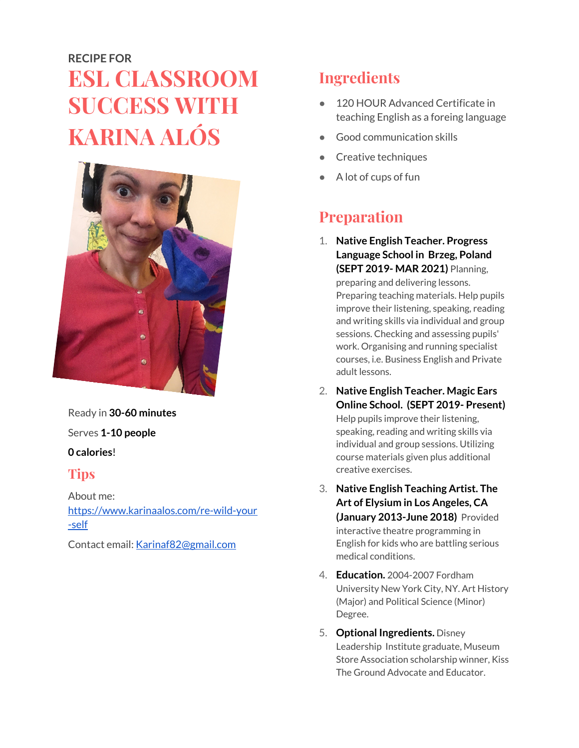RECIPE FOR

# ESL CLASSROOM SUCCESS WITH KARINA ALÓS

Ready in **30-60 minutes**

Serves **1-10 people**

**0 calories**!

## Tips

About me: [https://www.karinaalos.com/re-wild-your-self](https://www.karinaalos.com/re-wild-your-self)

Contact email: [Karinaf82@gmail.com](mailto:Karinaf82@gmail.com)

## Ingredients

- 120 HOUR Advanced Certificate in teaching English as a foreing language
- Good communication skills
- Creative techniques
- A lot of cups of fun

## Preparation

1. **Native English Teacher. Progress Language School in Brzeg, Poland (SEPT 2019- MAR 2021)** Planning, preparing and delivering lessons. Preparing teaching materials. Help pupils improve their listening, speaking, reading and writing skills via individual and group sessions. Checking and assessing pupils' work. Organising and running specialist courses, i.e. Business English and Private adult lessons.
2. **Native English Teacher. Magic Ears Online School. (SEPT 2019- Present)** Help pupils improve their listening, speaking, reading and writing skills via individual and group sessions. Utilizing course materials given plus additional creative exercises.
3. **Native English Teaching Artist. The Art of Elysium in Los Angeles, CA (January 2013-June 2018)** Provided interactive theatre programming in English for kids who are battling serious medical conditions.
4. **Education.** 2004-2007 Fordham University New York City, NY. Art History (Major) and Political Science (Minor) Degree.
5. **Optional Ingredients.** Disney Leadership Institute graduate, Museum Store Association scholarship winner, Kiss The Ground Advocate and Educator.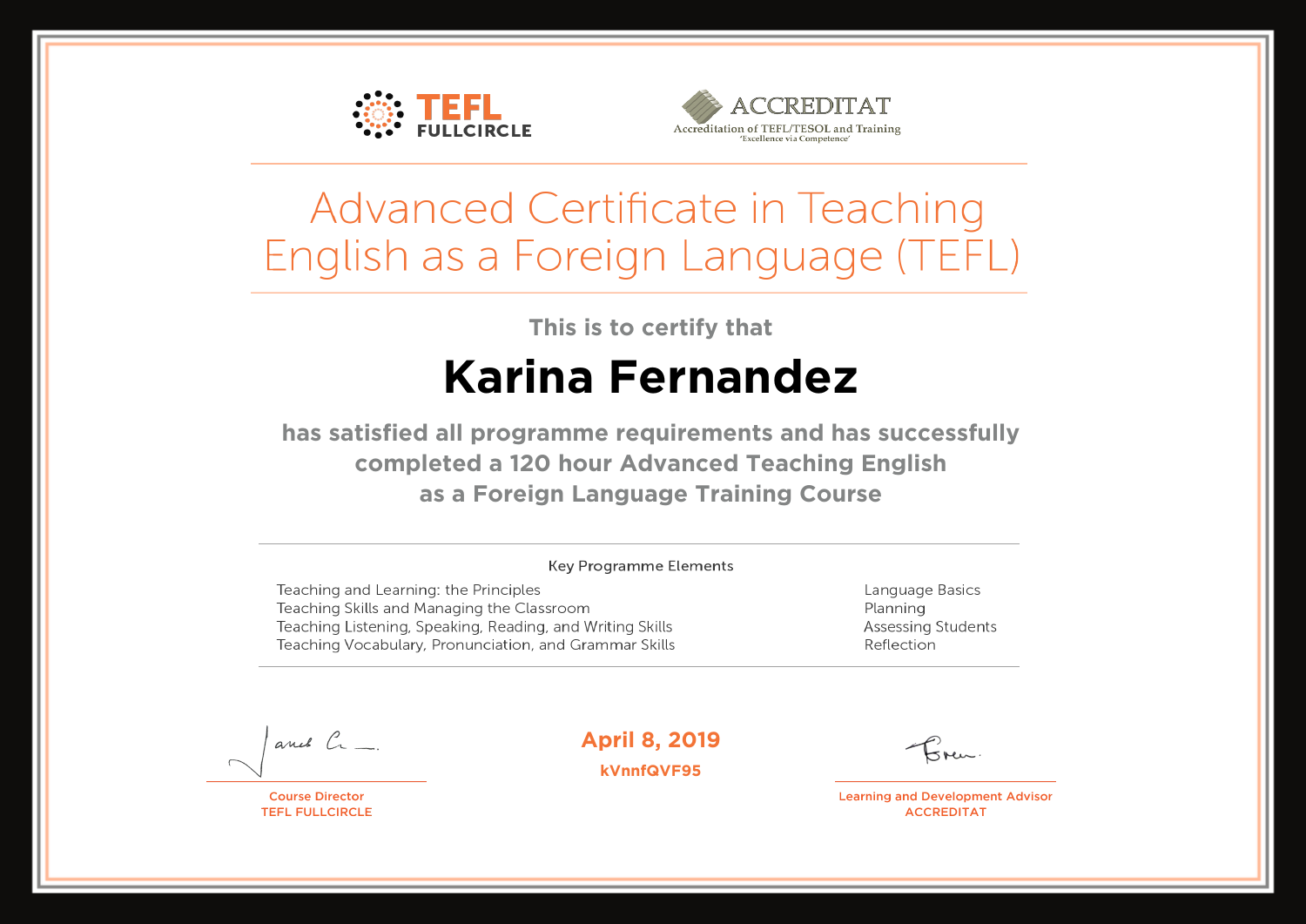TEFL FULLCIRCLE

ACCREDITAT
Accreditation of TEFL/TESOL and Training
'Excellence via Competence'

# Advanced Certificate in Teaching English as a Foreign Language (TEFL)

This is to certify that

## Karina Fernandez

has satisfied all programme requirements and has successfully completed a 120 hour Advanced Teaching English as a Foreign Language Training Course

Key Programme Elements

- Teaching and Learning: the Principles
- Teaching Skills and Managing the Classroom
- Teaching Listening, Speaking, Reading, and Writing Skills
- Teaching Vocabulary, Pronunciation, and Grammar Skills
- Language Basics
- Planning
- Assessing Students
- Reflection

Course Director
TEFL FULLCIRCLE

**April 8, 2019**

**kVnnfQVF95**

Learning and Development Advisor
ACCREDITAT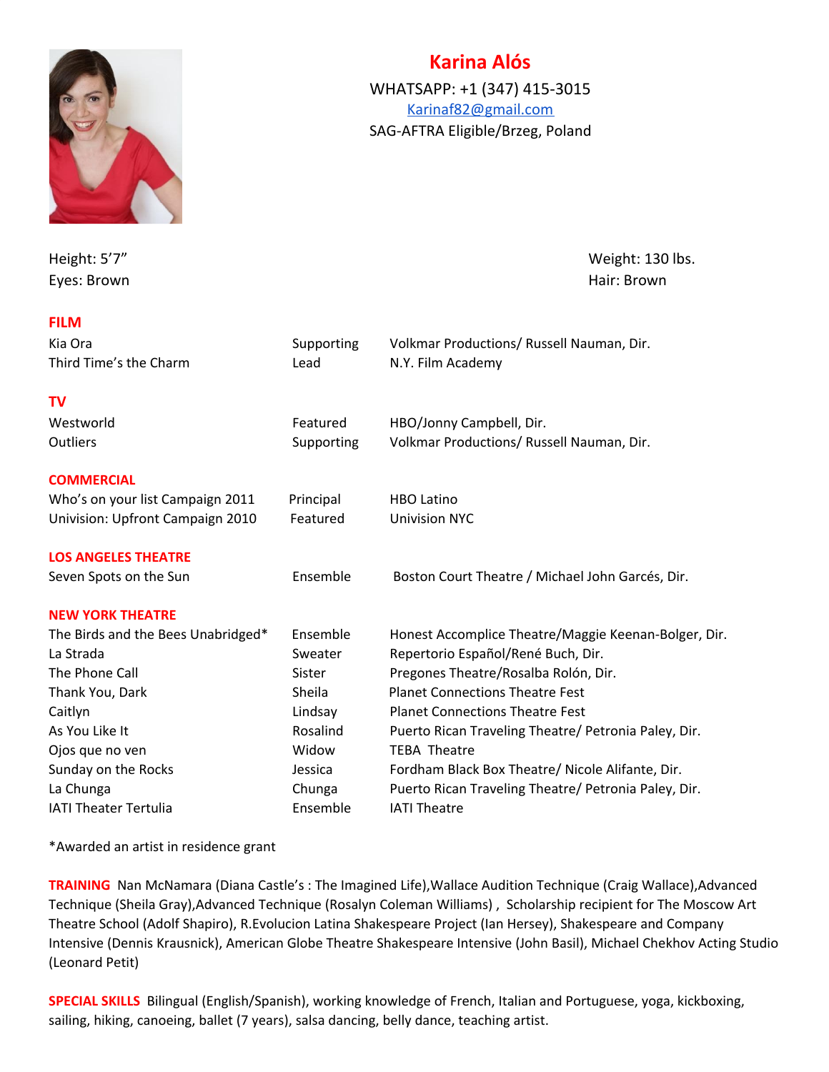# Karina Alós

WHATSAPP: +1 (347) 415-3015
Karinaf82@gmail.com
SAG-AFTRA Eligible/Brzeg, Poland

Height: 5'7"
Eyes: Brown

Weight: 130 lbs.
Hair: Brown

## FILM

| | | |
|---|---|---|
| Kia Ora | Supporting | Volkmar Productions/ Russell Nauman, Dir. |
| Third Time's the Charm | Lead | N.Y. Film Academy |

## TV

| | | |
|---|---|---|
| Westworld | Featured | HBO/Jonny Campbell, Dir. |
| Outliers | Supporting | Volkmar Productions/ Russell Nauman, Dir. |

## COMMERCIAL

| | | |
|---|---|---|
| Who's on your list Campaign 2011 | Principal | HBO Latino |
| Univision: Upfront Campaign 2010 | Featured | Univision NYC |

## LOS ANGELES THEATRE

| | | |
|---|---|---|
| Seven Spots on the Sun | Ensemble | Boston Court Theatre / Michael John Garcés, Dir. |

## NEW YORK THEATRE

| | | |
|---|---|---|
| The Birds and the Bees Unabridged* | Ensemble | Honest Accomplice Theatre/Maggie Keenan-Bolger, Dir. |
| La Strada | Sweater | Repertorio Español/René Buch, Dir. |
| The Phone Call | Sister | Pregones Theatre/Rosalba Rolón, Dir. |
| Thank You, Dark | Sheila | Planet Connections Theatre Fest |
| Caitlyn | Lindsay | Planet Connections Theatre Fest |
| As You Like It | Rosalind | Puerto Rican Traveling Theatre/ Petronia Paley, Dir. |
| Ojos que no ven | Widow | TEBA Theatre |
| Sunday on the Rocks | Jessica | Fordham Black Box Theatre/ Nicole Alifante, Dir. |
| La Chunga | Chunga | Puerto Rican Traveling Theatre/ Petronia Paley, Dir. |
| IATI Theater Tertulia | Ensemble | IATI Theatre |

*Awarded an artist in residence grant

**TRAINING** Nan McNamara (Diana Castle's : The Imagined Life),Wallace Audition Technique (Craig Wallace),Advanced Technique (Sheila Gray),Advanced Technique (Rosalyn Coleman Williams) , Scholarship recipient for The Moscow Art Theatre School (Adolf Shapiro), R.Evolucion Latina Shakespeare Project (Ian Hersey), Shakespeare and Company Intensive (Dennis Krausnick), American Globe Theatre Shakespeare Intensive (John Basil), Michael Chekhov Acting Studio (Leonard Petit)

**SPECIAL SKILLS** Bilingual (English/Spanish), working knowledge of French, Italian and Portuguese, yoga, kickboxing, sailing, hiking, canoeing, ballet (7 years), salsa dancing, belly dance, teaching artist.